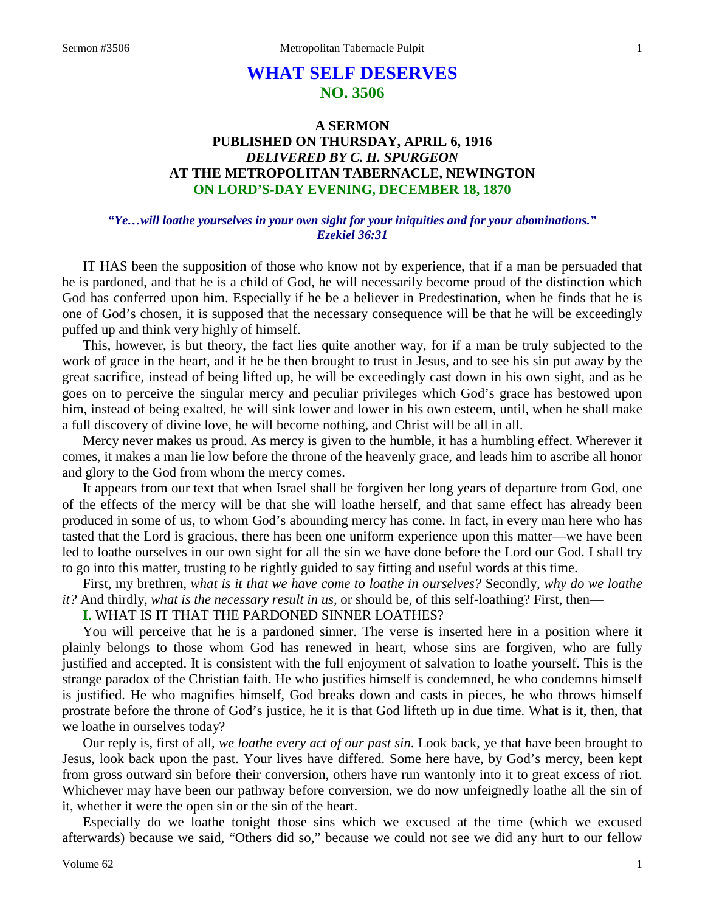# WHAT SELF DESERVES
## NO. 3506

### A SERMON
### PUBLISHED ON THURSDAY, APRIL 6, 1916
### *DELIVERED BY C. H. SPURGEON*
### AT THE METROPOLITAN TABERNACLE, NEWINGTON
### ON LORD'S-DAY EVENING, DECEMBER 18, 1870

***"Ye…will loathe yourselves in your own sight for your iniquities and for your abominations." Ezekiel 36:31***

IT HAS been the supposition of those who know not by experience, that if a man be persuaded that he is pardoned, and that he is a child of God, he will necessarily become proud of the distinction which God has conferred upon him. Especially if he be a believer in Predestination, when he finds that he is one of God's chosen, it is supposed that the necessary consequence will be that he will be exceedingly puffed up and think very highly of himself.

This, however, is but theory, the fact lies quite another way, for if a man be truly subjected to the work of grace in the heart, and if he be then brought to trust in Jesus, and to see his sin put away by the great sacrifice, instead of being lifted up, he will be exceedingly cast down in his own sight, and as he goes on to perceive the singular mercy and peculiar privileges which God's grace has bestowed upon him, instead of being exalted, he will sink lower and lower in his own esteem, until, when he shall make a full discovery of divine love, he will become nothing, and Christ will be all in all.

Mercy never makes us proud. As mercy is given to the humble, it has a humbling effect. Wherever it comes, it makes a man lie low before the throne of the heavenly grace, and leads him to ascribe all honor and glory to the God from whom the mercy comes.

It appears from our text that when Israel shall be forgiven her long years of departure from God, one of the effects of the mercy will be that she will loathe herself, and that same effect has already been produced in some of us, to whom God's abounding mercy has come. In fact, in every man here who has tasted that the Lord is gracious, there has been one uniform experience upon this matter—we have been led to loathe ourselves in our own sight for all the sin we have done before the Lord our God. I shall try to go into this matter, trusting to be rightly guided to say fitting and useful words at this time.

First, my brethren, *what is it that we have come to loathe in ourselves?* Secondly, *why do we loathe it?* And thirdly, *what is the necessary result in us,* or should be, of this self-loathing? First, then—

**I.** WHAT IS IT THAT THE PARDONED SINNER LOATHES?

You will perceive that he is a pardoned sinner. The verse is inserted here in a position where it plainly belongs to those whom God has renewed in heart, whose sins are forgiven, who are fully justified and accepted. It is consistent with the full enjoyment of salvation to loathe yourself. This is the strange paradox of the Christian faith. He who justifies himself is condemned, he who condemns himself is justified. He who magnifies himself, God breaks down and casts in pieces, he who throws himself prostrate before the throne of God's justice, he it is that God lifteth up in due time. What is it, then, that we loathe in ourselves today?

Our reply is, first of all, *we loathe every act of our past sin*. Look back, ye that have been brought to Jesus, look back upon the past. Your lives have differed. Some here have, by God's mercy, been kept from gross outward sin before their conversion, others have run wantonly into it to great excess of riot. Whichever may have been our pathway before conversion, we do now unfeignedly loathe all the sin of it, whether it were the open sin or the sin of the heart.

Especially do we loathe tonight those sins which we excused at the time (which we excused afterwards) because we said, "Others did so," because we could not see we did any hurt to our fellow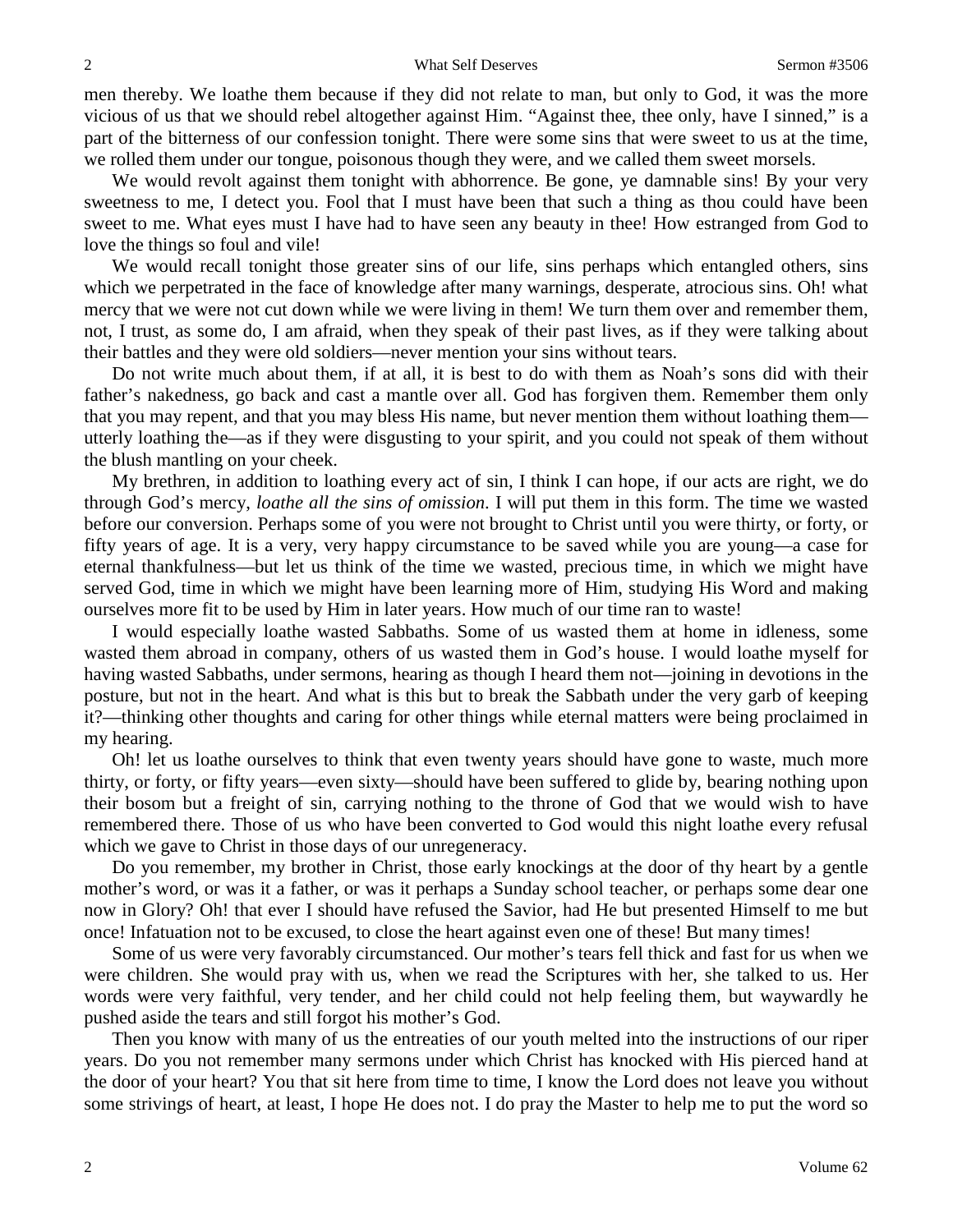men thereby. We loathe them because if they did not relate to man, but only to God, it was the more vicious of us that we should rebel altogether against Him. "Against thee, thee only, have I sinned," is a part of the bitterness of our confession tonight. There were some sins that were sweet to us at the time, we rolled them under our tongue, poisonous though they were, and we called them sweet morsels.

We would revolt against them tonight with abhorrence. Be gone, ye damnable sins! By your very sweetness to me, I detect you. Fool that I must have been that such a thing as thou could have been sweet to me. What eyes must I have had to have seen any beauty in thee! How estranged from God to love the things so foul and vile!

We would recall tonight those greater sins of our life, sins perhaps which entangled others, sins which we perpetrated in the face of knowledge after many warnings, desperate, atrocious sins. Oh! what mercy that we were not cut down while we were living in them! We turn them over and remember them, not, I trust, as some do, I am afraid, when they speak of their past lives, as if they were talking about their battles and they were old soldiers—never mention your sins without tears.

Do not write much about them, if at all, it is best to do with them as Noah's sons did with their father's nakedness, go back and cast a mantle over all. God has forgiven them. Remember them only that you may repent, and that you may bless His name, but never mention them without loathing them—utterly loathing the—as if they were disgusting to your spirit, and you could not speak of them without the blush mantling on your cheek.

My brethren, in addition to loathing every act of sin, I think I can hope, if our acts are right, we do through God's mercy, *loathe all the sins of omission*. I will put them in this form. The time we wasted before our conversion. Perhaps some of you were not brought to Christ until you were thirty, or forty, or fifty years of age. It is a very, very happy circumstance to be saved while you are young—a case for eternal thankfulness—but let us think of the time we wasted, precious time, in which we might have served God, time in which we might have been learning more of Him, studying His Word and making ourselves more fit to be used by Him in later years. How much of our time ran to waste!

I would especially loathe wasted Sabbaths. Some of us wasted them at home in idleness, some wasted them abroad in company, others of us wasted them in God's house. I would loathe myself for having wasted Sabbaths, under sermons, hearing as though I heard them not—joining in devotions in the posture, but not in the heart. And what is this but to break the Sabbath under the very garb of keeping it?—thinking other thoughts and caring for other things while eternal matters were being proclaimed in my hearing.

Oh! let us loathe ourselves to think that even twenty years should have gone to waste, much more thirty, or forty, or fifty years—even sixty—should have been suffered to glide by, bearing nothing upon their bosom but a freight of sin, carrying nothing to the throne of God that we would wish to have remembered there. Those of us who have been converted to God would this night loathe every refusal which we gave to Christ in those days of our unregeneracy.

Do you remember, my brother in Christ, those early knockings at the door of thy heart by a gentle mother's word, or was it a father, or was it perhaps a Sunday school teacher, or perhaps some dear one now in Glory? Oh! that ever I should have refused the Savior, had He but presented Himself to me but once! Infatuation not to be excused, to close the heart against even one of these! But many times!

Some of us were very favorably circumstanced. Our mother's tears fell thick and fast for us when we were children. She would pray with us, when we read the Scriptures with her, she talked to us. Her words were very faithful, very tender, and her child could not help feeling them, but waywardly he pushed aside the tears and still forgot his mother's God.

Then you know with many of us the entreaties of our youth melted into the instructions of our riper years. Do you not remember many sermons under which Christ has knocked with His pierced hand at the door of your heart? You that sit here from time to time, I know the Lord does not leave you without some strivings of heart, at least, I hope He does not. I do pray the Master to help me to put the word so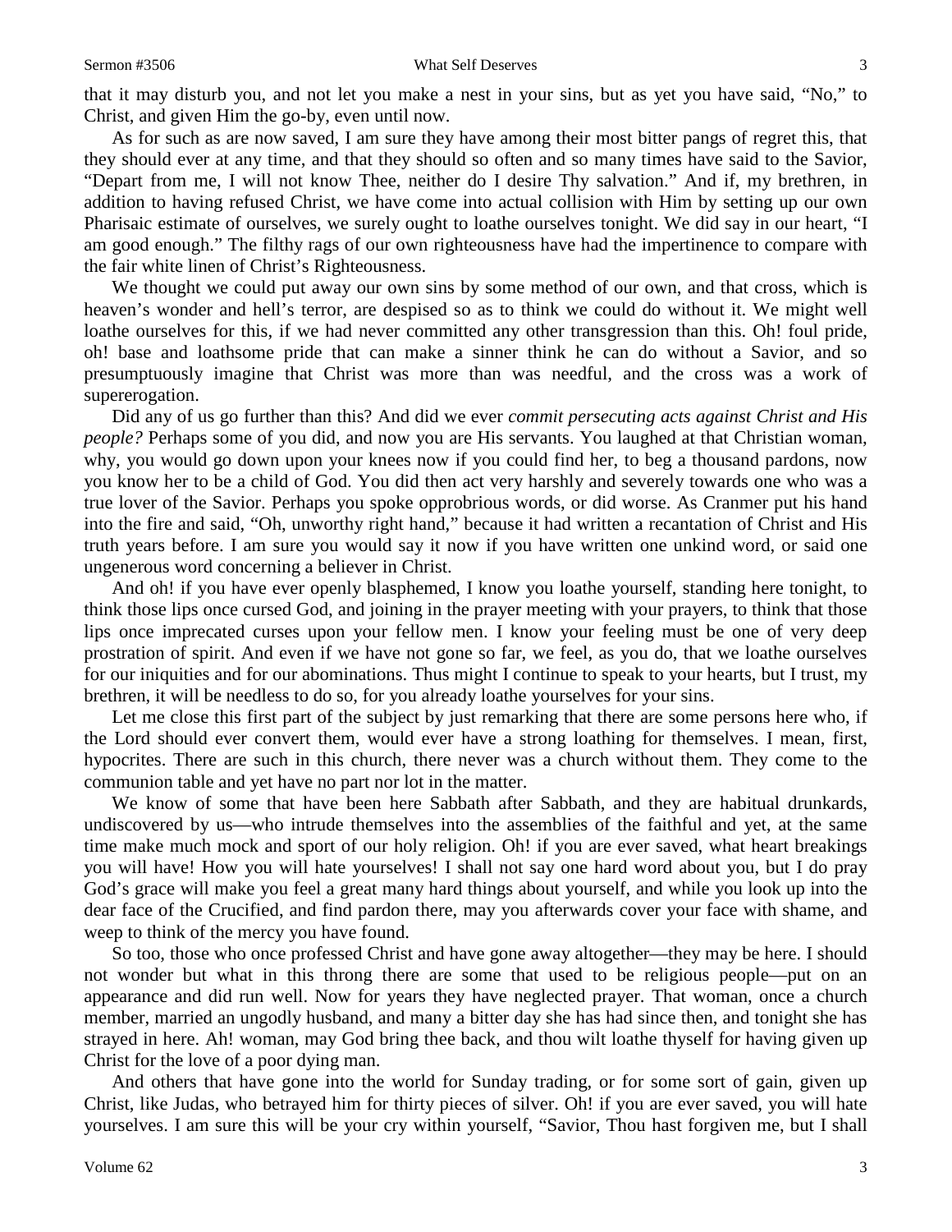that it may disturb you, and not let you make a nest in your sins, but as yet you have said, "No," to Christ, and given Him the go-by, even until now.

As for such as are now saved, I am sure they have among their most bitter pangs of regret this, that they should ever at any time, and that they should so often and so many times have said to the Savior, "Depart from me, I will not know Thee, neither do I desire Thy salvation." And if, my brethren, in addition to having refused Christ, we have come into actual collision with Him by setting up our own Pharisaic estimate of ourselves, we surely ought to loathe ourselves tonight. We did say in our heart, "I am good enough." The filthy rags of our own righteousness have had the impertinence to compare with the fair white linen of Christ's Righteousness.

We thought we could put away our own sins by some method of our own, and that cross, which is heaven's wonder and hell's terror, are despised so as to think we could do without it. We might well loathe ourselves for this, if we had never committed any other transgression than this. Oh! foul pride, oh! base and loathsome pride that can make a sinner think he can do without a Savior, and so presumptuously imagine that Christ was more than was needful, and the cross was a work of supererogation.

Did any of us go further than this? And did we ever *commit persecuting acts against Christ and His people?* Perhaps some of you did, and now you are His servants. You laughed at that Christian woman, why, you would go down upon your knees now if you could find her, to beg a thousand pardons, now you know her to be a child of God. You did then act very harshly and severely towards one who was a true lover of the Savior. Perhaps you spoke opprobrious words, or did worse. As Cranmer put his hand into the fire and said, "Oh, unworthy right hand," because it had written a recantation of Christ and His truth years before. I am sure you would say it now if you have written one unkind word, or said one ungenerous word concerning a believer in Christ.

And oh! if you have ever openly blasphemed, I know you loathe yourself, standing here tonight, to think those lips once cursed God, and joining in the prayer meeting with your prayers, to think that those lips once imprecated curses upon your fellow men. I know your feeling must be one of very deep prostration of spirit. And even if we have not gone so far, we feel, as you do, that we loathe ourselves for our iniquities and for our abominations. Thus might I continue to speak to your hearts, but I trust, my brethren, it will be needless to do so, for you already loathe yourselves for your sins.

Let me close this first part of the subject by just remarking that there are some persons here who, if the Lord should ever convert them, would ever have a strong loathing for themselves. I mean, first, hypocrites. There are such in this church, there never was a church without them. They come to the communion table and yet have no part nor lot in the matter.

We know of some that have been here Sabbath after Sabbath, and they are habitual drunkards, undiscovered by us—who intrude themselves into the assemblies of the faithful and yet, at the same time make much mock and sport of our holy religion. Oh! if you are ever saved, what heart breakings you will have! How you will hate yourselves! I shall not say one hard word about you, but I do pray God's grace will make you feel a great many hard things about yourself, and while you look up into the dear face of the Crucified, and find pardon there, may you afterwards cover your face with shame, and weep to think of the mercy you have found.

So too, those who once professed Christ and have gone away altogether—they may be here. I should not wonder but what in this throng there are some that used to be religious people—put on an appearance and did run well. Now for years they have neglected prayer. That woman, once a church member, married an ungodly husband, and many a bitter day she has had since then, and tonight she has strayed in here. Ah! woman, may God bring thee back, and thou wilt loathe thyself for having given up Christ for the love of a poor dying man.

And others that have gone into the world for Sunday trading, or for some sort of gain, given up Christ, like Judas, who betrayed him for thirty pieces of silver. Oh! if you are ever saved, you will hate yourselves. I am sure this will be your cry within yourself, "Savior, Thou hast forgiven me, but I shall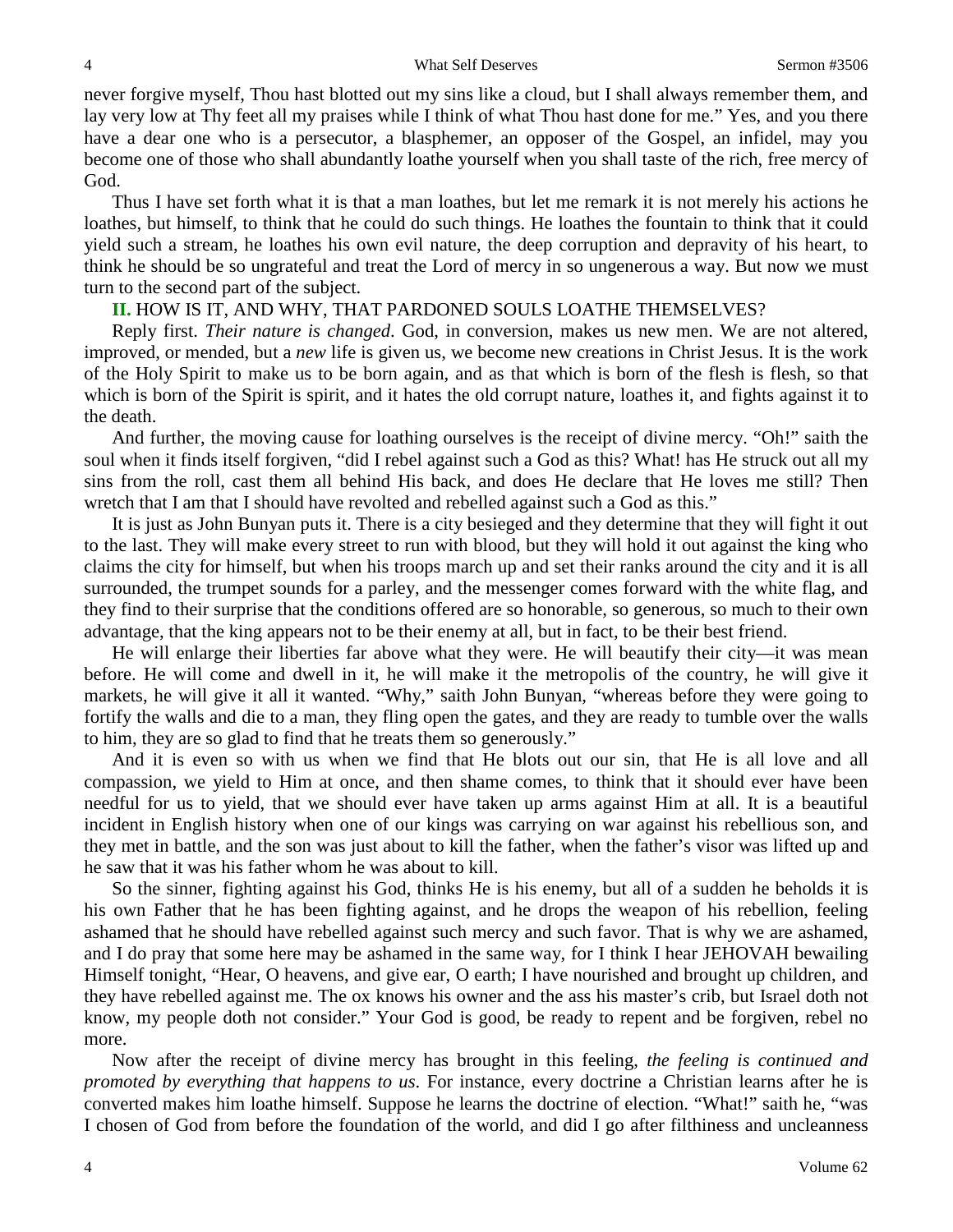never forgive myself, Thou hast blotted out my sins like a cloud, but I shall always remember them, and lay very low at Thy feet all my praises while I think of what Thou hast done for me." Yes, and you there have a dear one who is a persecutor, a blasphemer, an opposer of the Gospel, an infidel, may you become one of those who shall abundantly loathe yourself when you shall taste of the rich, free mercy of God.

Thus I have set forth what it is that a man loathes, but let me remark it is not merely his actions he loathes, but himself, to think that he could do such things. He loathes the fountain to think that it could yield such a stream, he loathes his own evil nature, the deep corruption and depravity of his heart, to think he should be so ungrateful and treat the Lord of mercy in so ungenerous a way. But now we must turn to the second part of the subject.

**II.** HOW IS IT, AND WHY, THAT PARDONED SOULS LOATHE THEMSELVES?

Reply first. *Their nature is changed*. God, in conversion, makes us new men. We are not altered, improved, or mended, but a *new* life is given us, we become new creations in Christ Jesus. It is the work of the Holy Spirit to make us to be born again, and as that which is born of the flesh is flesh, so that which is born of the Spirit is spirit, and it hates the old corrupt nature, loathes it, and fights against it to the death.

And further, the moving cause for loathing ourselves is the receipt of divine mercy. "Oh!" saith the soul when it finds itself forgiven, "did I rebel against such a God as this? What! has He struck out all my sins from the roll, cast them all behind His back, and does He declare that He loves me still? Then wretch that I am that I should have revolted and rebelled against such a God as this."

It is just as John Bunyan puts it. There is a city besieged and they determine that they will fight it out to the last. They will make every street to run with blood, but they will hold it out against the king who claims the city for himself, but when his troops march up and set their ranks around the city and it is all surrounded, the trumpet sounds for a parley, and the messenger comes forward with the white flag, and they find to their surprise that the conditions offered are so honorable, so generous, so much to their own advantage, that the king appears not to be their enemy at all, but in fact, to be their best friend.

He will enlarge their liberties far above what they were. He will beautify their city—it was mean before. He will come and dwell in it, he will make it the metropolis of the country, he will give it markets, he will give it all it wanted. "Why," saith John Bunyan, "whereas before they were going to fortify the walls and die to a man, they fling open the gates, and they are ready to tumble over the walls to him, they are so glad to find that he treats them so generously."

And it is even so with us when we find that He blots out our sin, that He is all love and all compassion, we yield to Him at once, and then shame comes, to think that it should ever have been needful for us to yield, that we should ever have taken up arms against Him at all. It is a beautiful incident in English history when one of our kings was carrying on war against his rebellious son, and they met in battle, and the son was just about to kill the father, when the father's visor was lifted up and he saw that it was his father whom he was about to kill.

So the sinner, fighting against his God, thinks He is his enemy, but all of a sudden he beholds it is his own Father that he has been fighting against, and he drops the weapon of his rebellion, feeling ashamed that he should have rebelled against such mercy and such favor. That is why we are ashamed, and I do pray that some here may be ashamed in the same way, for I think I hear JEHOVAH bewailing Himself tonight, "Hear, O heavens, and give ear, O earth; I have nourished and brought up children, and they have rebelled against me. The ox knows his owner and the ass his master's crib, but Israel doth not know, my people doth not consider." Your God is good, be ready to repent and be forgiven, rebel no more.

Now after the receipt of divine mercy has brought in this feeling, *the feeling is continued and promoted by everything that happens to us*. For instance, every doctrine a Christian learns after he is converted makes him loathe himself. Suppose he learns the doctrine of election. "What!" saith he, "was I chosen of God from before the foundation of the world, and did I go after filthiness and uncleanness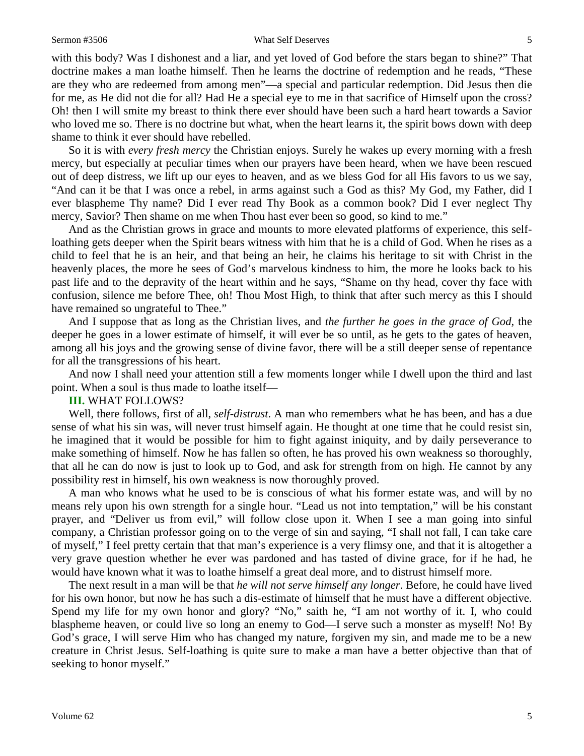with this body? Was I dishonest and a liar, and yet loved of God before the stars began to shine?" That doctrine makes a man loathe himself. Then he learns the doctrine of redemption and he reads, "These are they who are redeemed from among men"—a special and particular redemption. Did Jesus then die for me, as He did not die for all? Had He a special eye to me in that sacrifice of Himself upon the cross? Oh! then I will smite my breast to think there ever should have been such a hard heart towards a Savior who loved me so. There is no doctrine but what, when the heart learns it, the spirit bows down with deep shame to think it ever should have rebelled.

So it is with *every fresh mercy* the Christian enjoys. Surely he wakes up every morning with a fresh mercy, but especially at peculiar times when our prayers have been heard, when we have been rescued out of deep distress, we lift up our eyes to heaven, and as we bless God for all His favors to us we say, "And can it be that I was once a rebel, in arms against such a God as this? My God, my Father, did I ever blaspheme Thy name? Did I ever read Thy Book as a common book? Did I ever neglect Thy mercy, Savior? Then shame on me when Thou hast ever been so good, so kind to me."

And as the Christian grows in grace and mounts to more elevated platforms of experience, this self-loathing gets deeper when the Spirit bears witness with him that he is a child of God. When he rises as a child to feel that he is an heir, and that being an heir, he claims his heritage to sit with Christ in the heavenly places, the more he sees of God's marvelous kindness to him, the more he looks back to his past life and to the depravity of the heart within and he says, "Shame on thy head, cover thy face with confusion, silence me before Thee, oh! Thou Most High, to think that after such mercy as this I should have remained so ungrateful to Thee."

And I suppose that as long as the Christian lives, and *the further he goes in the grace of God*, the deeper he goes in a lower estimate of himself, it will ever be so until, as he gets to the gates of heaven, among all his joys and the growing sense of divine favor, there will be a still deeper sense of repentance for all the transgressions of his heart.

And now I shall need your attention still a few moments longer while I dwell upon the third and last point. When a soul is thus made to loathe itself—

**III.** WHAT FOLLOWS?

Well, there follows, first of all, *self-distrust*. A man who remembers what he has been, and has a due sense of what his sin was, will never trust himself again. He thought at one time that he could resist sin, he imagined that it would be possible for him to fight against iniquity, and by daily perseverance to make something of himself. Now he has fallen so often, he has proved his own weakness so thoroughly, that all he can do now is just to look up to God, and ask for strength from on high. He cannot by any possibility rest in himself, his own weakness is now thoroughly proved.

A man who knows what he used to be is conscious of what his former estate was, and will by no means rely upon his own strength for a single hour. "Lead us not into temptation," will be his constant prayer, and "Deliver us from evil," will follow close upon it. When I see a man going into sinful company, a Christian professor going on to the verge of sin and saying, "I shall not fall, I can take care of myself," I feel pretty certain that that man's experience is a very flimsy one, and that it is altogether a very grave question whether he ever was pardoned and has tasted of divine grace, for if he had, he would have known what it was to loathe himself a great deal more, and to distrust himself more.

The next result in a man will be that *he will not serve himself any longer*. Before, he could have lived for his own honor, but now he has such a dis-estimate of himself that he must have a different objective. Spend my life for my own honor and glory? "No," saith he, "I am not worthy of it. I, who could blaspheme heaven, or could live so long an enemy to God—I serve such a monster as myself! No! By God's grace, I will serve Him who has changed my nature, forgiven my sin, and made me to be a new creature in Christ Jesus. Self-loathing is quite sure to make a man have a better objective than that of seeking to honor myself."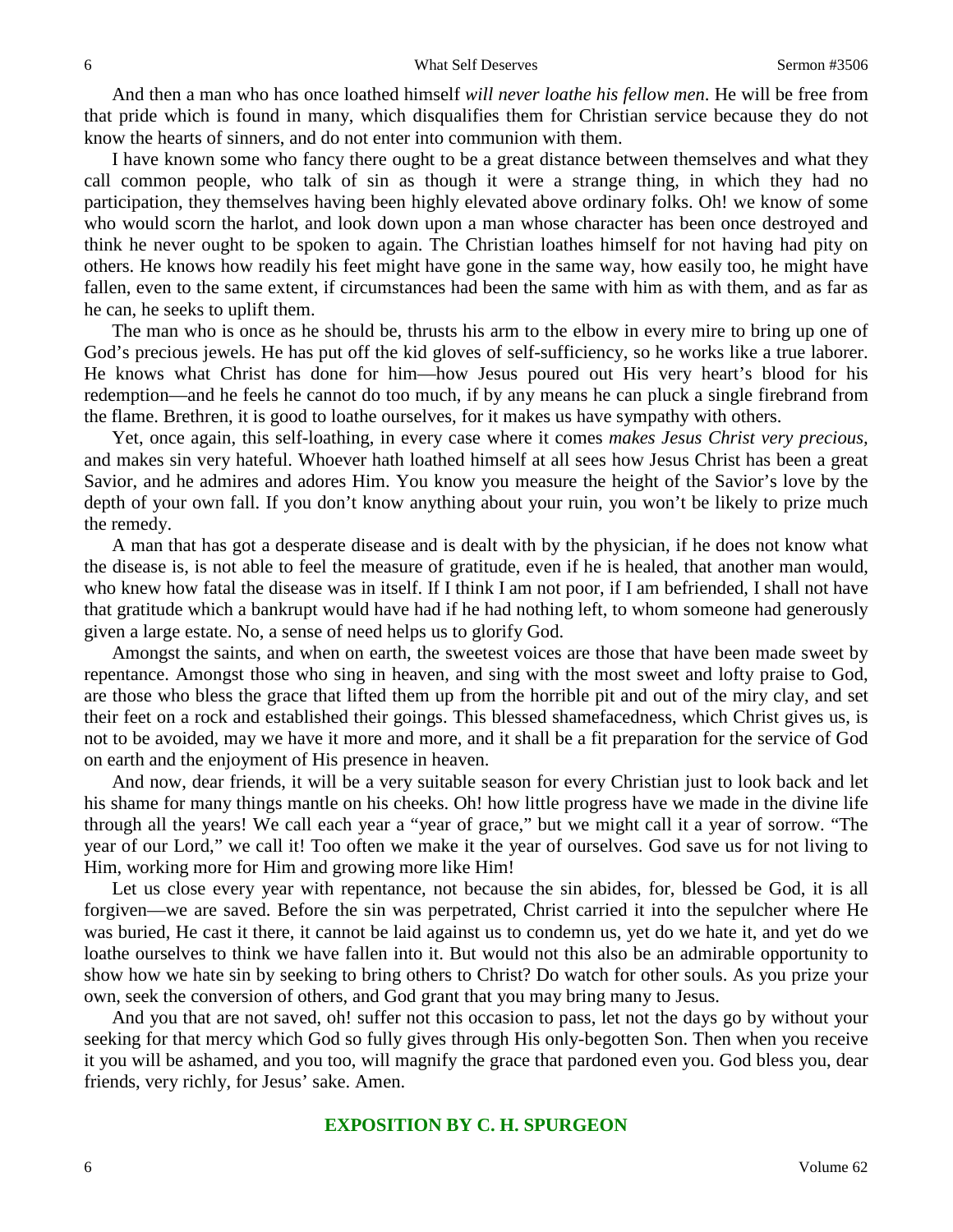And then a man who has once loathed himself *will never loathe his fellow men*. He will be free from that pride which is found in many, which disqualifies them for Christian service because they do not know the hearts of sinners, and do not enter into communion with them.

I have known some who fancy there ought to be a great distance between themselves and what they call common people, who talk of sin as though it were a strange thing, in which they had no participation, they themselves having been highly elevated above ordinary folks. Oh! we know of some who would scorn the harlot, and look down upon a man whose character has been once destroyed and think he never ought to be spoken to again. The Christian loathes himself for not having had pity on others. He knows how readily his feet might have gone in the same way, how easily too, he might have fallen, even to the same extent, if circumstances had been the same with him as with them, and as far as he can, he seeks to uplift them.

The man who is once as he should be, thrusts his arm to the elbow in every mire to bring up one of God's precious jewels. He has put off the kid gloves of self-sufficiency, so he works like a true laborer. He knows what Christ has done for him—how Jesus poured out His very heart's blood for his redemption—and he feels he cannot do too much, if by any means he can pluck a single firebrand from the flame. Brethren, it is good to loathe ourselves, for it makes us have sympathy with others.

Yet, once again, this self-loathing, in every case where it comes *makes Jesus Christ very precious,* and makes sin very hateful. Whoever hath loathed himself at all sees how Jesus Christ has been a great Savior, and he admires and adores Him. You know you measure the height of the Savior's love by the depth of your own fall. If you don't know anything about your ruin, you won't be likely to prize much the remedy.

A man that has got a desperate disease and is dealt with by the physician, if he does not know what the disease is, is not able to feel the measure of gratitude, even if he is healed, that another man would, who knew how fatal the disease was in itself. If I think I am not poor, if I am befriended, I shall not have that gratitude which a bankrupt would have had if he had nothing left, to whom someone had generously given a large estate. No, a sense of need helps us to glorify God.

Amongst the saints, and when on earth, the sweetest voices are those that have been made sweet by repentance. Amongst those who sing in heaven, and sing with the most sweet and lofty praise to God, are those who bless the grace that lifted them up from the horrible pit and out of the miry clay, and set their feet on a rock and established their goings. This blessed shamefacedness, which Christ gives us, is not to be avoided, may we have it more and more, and it shall be a fit preparation for the service of God on earth and the enjoyment of His presence in heaven.

And now, dear friends, it will be a very suitable season for every Christian just to look back and let his shame for many things mantle on his cheeks. Oh! how little progress have we made in the divine life through all the years! We call each year a "year of grace," but we might call it a year of sorrow. "The year of our Lord," we call it! Too often we make it the year of ourselves. God save us for not living to Him, working more for Him and growing more like Him!

Let us close every year with repentance, not because the sin abides, for, blessed be God, it is all forgiven—we are saved. Before the sin was perpetrated, Christ carried it into the sepulcher where He was buried, He cast it there, it cannot be laid against us to condemn us, yet do we hate it, and yet do we loathe ourselves to think we have fallen into it. But would not this also be an admirable opportunity to show how we hate sin by seeking to bring others to Christ? Do watch for other souls. As you prize your own, seek the conversion of others, and God grant that you may bring many to Jesus.

And you that are not saved, oh! suffer not this occasion to pass, let not the days go by without your seeking for that mercy which God so fully gives through His only-begotten Son. Then when you receive it you will be ashamed, and you too, will magnify the grace that pardoned even you. God bless you, dear friends, very richly, for Jesus' sake. Amen.

## EXPOSITION BY C. H. SPURGEON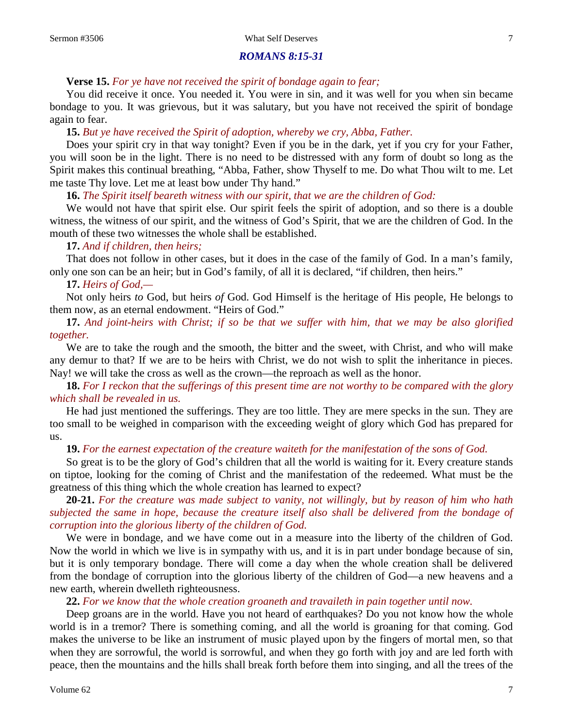## *ROMANS 8:15-31*

**Verse 15.** *For ye have not received the spirit of bondage again to fear;*

You did receive it once. You needed it. You were in sin, and it was well for you when sin became bondage to you. It was grievous, but it was salutary, but you have not received the spirit of bondage again to fear.

**15.** *But ye have received the Spirit of adoption, whereby we cry, Abba, Father.*

Does your spirit cry in that way tonight? Even if you be in the dark, yet if you cry for your Father, you will soon be in the light. There is no need to be distressed with any form of doubt so long as the Spirit makes this continual breathing, "Abba, Father, show Thyself to me. Do what Thou wilt to me. Let me taste Thy love. Let me at least bow under Thy hand."

**16.** *The Spirit itself beareth witness with our spirit, that we are the children of God:*

We would not have that spirit else. Our spirit feels the spirit of adoption, and so there is a double witness, the witness of our spirit, and the witness of God's Spirit, that we are the children of God. In the mouth of these two witnesses the whole shall be established.

**17.** *And if children, then heirs;*

That does not follow in other cases, but it does in the case of the family of God. In a man's family, only one son can be an heir; but in God's family, of all it is declared, "if children, then heirs."

**17.** *Heirs of God,—*

Not only heirs *to* God, but heirs *of* God. God Himself is the heritage of His people, He belongs to them now, as an eternal endowment. "Heirs of God."

**17.** *And joint-heirs with Christ; if so be that we suffer with him, that we may be also glorified together.*

We are to take the rough and the smooth, the bitter and the sweet, with Christ, and who will make any demur to that? If we are to be heirs with Christ, we do not wish to split the inheritance in pieces. Nay! we will take the cross as well as the crown—the reproach as well as the honor.

**18.** *For I reckon that the sufferings of this present time are not worthy to be compared with the glory which shall be revealed in us.*

He had just mentioned the sufferings. They are too little. They are mere specks in the sun. They are too small to be weighed in comparison with the exceeding weight of glory which God has prepared for us.

**19.** *For the earnest expectation of the creature waiteth for the manifestation of the sons of God.*

So great is to be the glory of God's children that all the world is waiting for it. Every creature stands on tiptoe, looking for the coming of Christ and the manifestation of the redeemed. What must be the greatness of this thing which the whole creation has learned to expect?

**20-21.** *For the creature was made subject to vanity, not willingly, but by reason of him who hath subjected the same in hope, because the creature itself also shall be delivered from the bondage of corruption into the glorious liberty of the children of God.*

We were in bondage, and we have come out in a measure into the liberty of the children of God. Now the world in which we live is in sympathy with us, and it is in part under bondage because of sin, but it is only temporary bondage. There will come a day when the whole creation shall be delivered from the bondage of corruption into the glorious liberty of the children of God—a new heavens and a new earth, wherein dwelleth righteousness.

**22.** *For we know that the whole creation groaneth and travaileth in pain together until now.*

Deep groans are in the world. Have you not heard of earthquakes? Do you not know how the whole world is in a tremor? There is something coming, and all the world is groaning for that coming. God makes the universe to be like an instrument of music played upon by the fingers of mortal men, so that when they are sorrowful, the world is sorrowful, and when they go forth with joy and are led forth with peace, then the mountains and the hills shall break forth before them into singing, and all the trees of the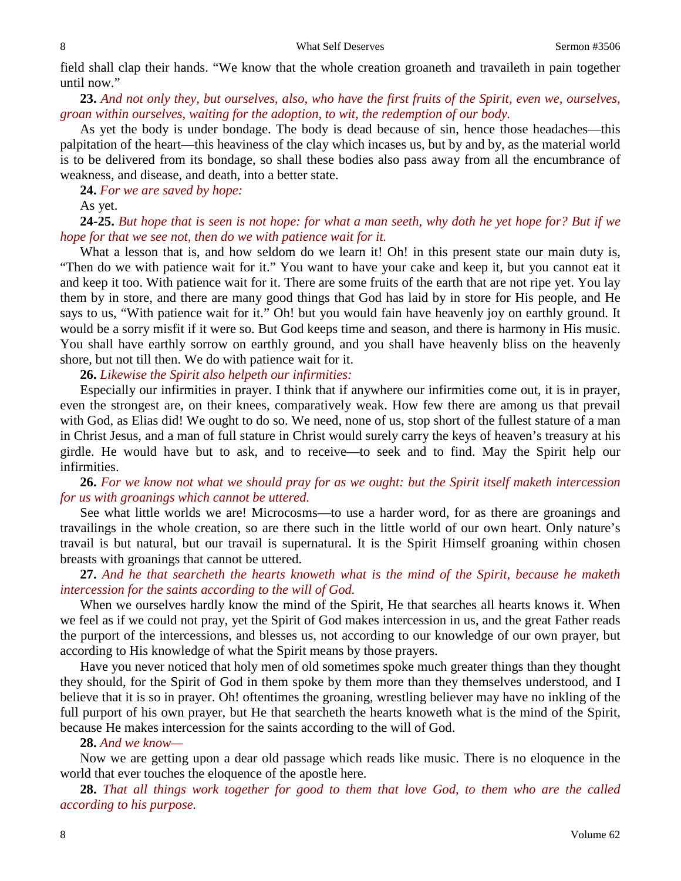field shall clap their hands. "We know that the whole creation groaneth and travaileth in pain together until now."

**23.** *And not only they, but ourselves, also, who have the first fruits of the Spirit, even we, ourselves, groan within ourselves, waiting for the adoption, to wit, the redemption of our body.*

As yet the body is under bondage. The body is dead because of sin, hence those headaches—this palpitation of the heart—this heaviness of the clay which incases us, but by and by, as the material world is to be delivered from its bondage, so shall these bodies also pass away from all the encumbrance of weakness, and disease, and death, into a better state.

**24.** *For we are saved by hope:*

As yet.

**24-25.** *But hope that is seen is not hope: for what a man seeth, why doth he yet hope for? But if we hope for that we see not, then do we with patience wait for it.*

What a lesson that is, and how seldom do we learn it! Oh! in this present state our main duty is, "Then do we with patience wait for it." You want to have your cake and keep it, but you cannot eat it and keep it too. With patience wait for it. There are some fruits of the earth that are not ripe yet. You lay them by in store, and there are many good things that God has laid by in store for His people, and He says to us, "With patience wait for it." Oh! but you would fain have heavenly joy on earthly ground. It would be a sorry misfit if it were so. But God keeps time and season, and there is harmony in His music. You shall have earthly sorrow on earthly ground, and you shall have heavenly bliss on the heavenly shore, but not till then. We do with patience wait for it.

**26.** *Likewise the Spirit also helpeth our infirmities:*

Especially our infirmities in prayer. I think that if anywhere our infirmities come out, it is in prayer, even the strongest are, on their knees, comparatively weak. How few there are among us that prevail with God, as Elias did! We ought to do so. We need, none of us, stop short of the fullest stature of a man in Christ Jesus, and a man of full stature in Christ would surely carry the keys of heaven's treasury at his girdle. He would have but to ask, and to receive—to seek and to find. May the Spirit help our infirmities.

**26.** *For we know not what we should pray for as we ought: but the Spirit itself maketh intercession for us with groanings which cannot be uttered.*

See what little worlds we are! Microcosms—to use a harder word, for as there are groanings and travailings in the whole creation, so are there such in the little world of our own heart. Only nature's travail is but natural, but our travail is supernatural. It is the Spirit Himself groaning within chosen breasts with groanings that cannot be uttered.

**27.** *And he that searcheth the hearts knoweth what is the mind of the Spirit, because he maketh intercession for the saints according to the will of God.*

When we ourselves hardly know the mind of the Spirit, He that searches all hearts knows it. When we feel as if we could not pray, yet the Spirit of God makes intercession in us, and the great Father reads the purport of the intercessions, and blesses us, not according to our knowledge of our own prayer, but according to His knowledge of what the Spirit means by those prayers.

Have you never noticed that holy men of old sometimes spoke much greater things than they thought they should, for the Spirit of God in them spoke by them more than they themselves understood, and I believe that it is so in prayer. Oh! oftentimes the groaning, wrestling believer may have no inkling of the full purport of his own prayer, but He that searcheth the hearts knoweth what is the mind of the Spirit, because He makes intercession for the saints according to the will of God.

**28.** *And we know—*

Now we are getting upon a dear old passage which reads like music. There is no eloquence in the world that ever touches the eloquence of the apostle here.

**28.** *That all things work together for good to them that love God, to them who are the called according to his purpose.*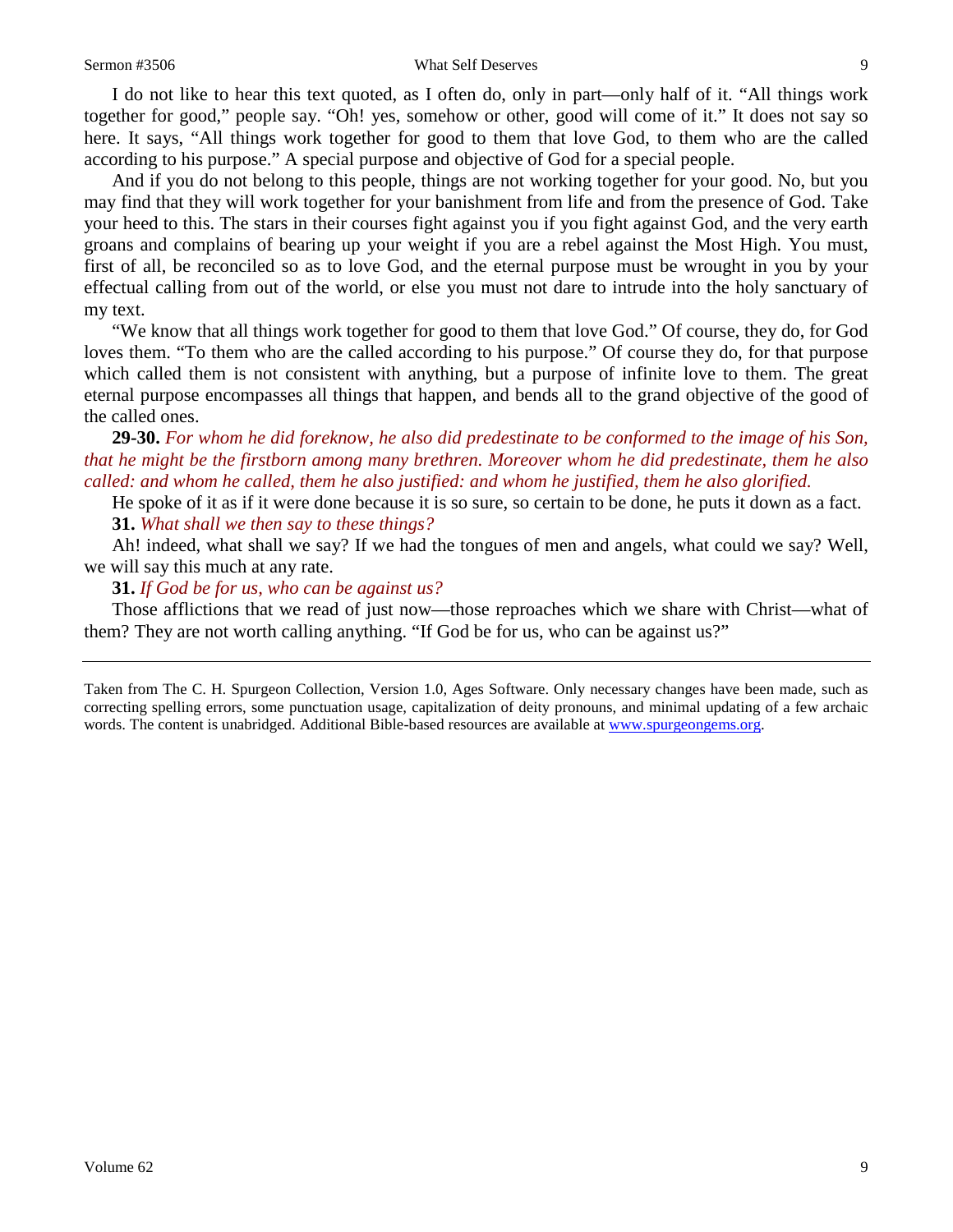I do not like to hear this text quoted, as I often do, only in part—only half of it. "All things work together for good," people say. "Oh! yes, somehow or other, good will come of it." It does not say so here. It says, "All things work together for good to them that love God, to them who are the called according to his purpose." A special purpose and objective of God for a special people.

And if you do not belong to this people, things are not working together for your good. No, but you may find that they will work together for your banishment from life and from the presence of God. Take your heed to this. The stars in their courses fight against you if you fight against God, and the very earth groans and complains of bearing up your weight if you are a rebel against the Most High. You must, first of all, be reconciled so as to love God, and the eternal purpose must be wrought in you by your effectual calling from out of the world, or else you must not dare to intrude into the holy sanctuary of my text.

"We know that all things work together for good to them that love God." Of course, they do, for God loves them. "To them who are the called according to his purpose." Of course they do, for that purpose which called them is not consistent with anything, but a purpose of infinite love to them. The great eternal purpose encompasses all things that happen, and bends all to the grand objective of the good of the called ones.

**29-30.** *For whom he did foreknow, he also did predestinate to be conformed to the image of his Son, that he might be the firstborn among many brethren. Moreover whom he did predestinate, them he also called: and whom he called, them he also justified: and whom he justified, them he also glorified.*

He spoke of it as if it were done because it is so sure, so certain to be done, he puts it down as a fact.

**31.** *What shall we then say to these things?*

Ah! indeed, what shall we say? If we had the tongues of men and angels, what could we say? Well, we will say this much at any rate.

**31.** *If God be for us, who can be against us?*

Those afflictions that we read of just now—those reproaches which we share with Christ—what of them? They are not worth calling anything. "If God be for us, who can be against us?"

---

Taken from The C. H. Spurgeon Collection, Version 1.0, Ages Software. Only necessary changes have been made, such as correcting spelling errors, some punctuation usage, capitalization of deity pronouns, and minimal updating of a few archaic words. The content is unabridged. Additional Bible-based resources are available at www.spurgeongems.org.